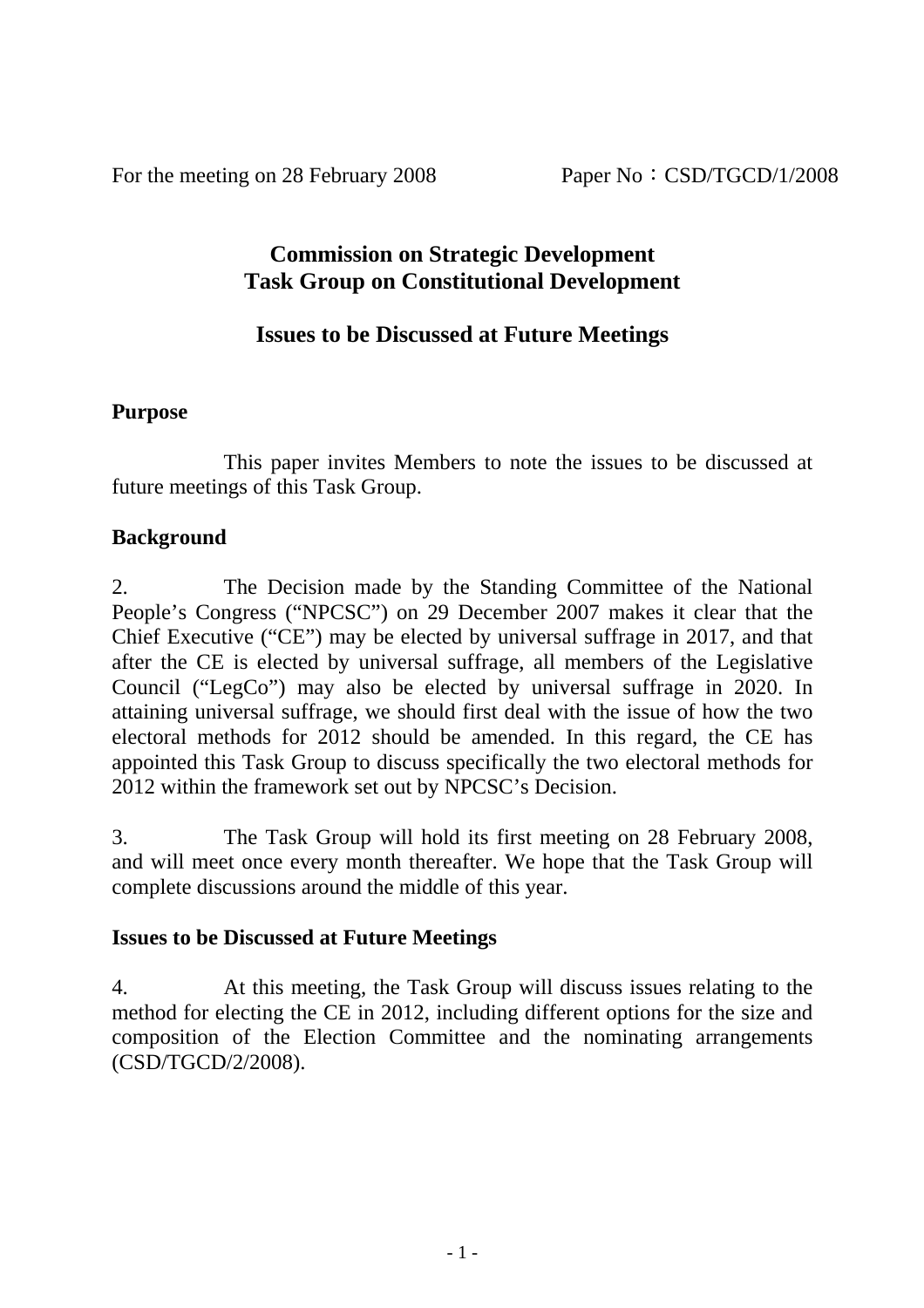For the meeting on 28 February 2008　　　　Paper No：CSD/TGCD/1/2008

# Commission on Strategic Development
# Task Group on Constitutional Development

## Issues to be Discussed at Future Meetings

**Purpose**

This paper invites Members to note the issues to be discussed at future meetings of this Task Group.

**Background**

2. The Decision made by the Standing Committee of the National People's Congress ("NPCSC") on 29 December 2007 makes it clear that the Chief Executive ("CE") may be elected by universal suffrage in 2017, and that after the CE is elected by universal suffrage, all members of the Legislative Council ("LegCo") may also be elected by universal suffrage in 2020. In attaining universal suffrage, we should first deal with the issue of how the two electoral methods for 2012 should be amended. In this regard, the CE has appointed this Task Group to discuss specifically the two electoral methods for 2012 within the framework set out by NPCSC's Decision.

3. The Task Group will hold its first meeting on 28 February 2008, and will meet once every month thereafter. We hope that the Task Group will complete discussions around the middle of this year.

**Issues to be Discussed at Future Meetings**

4. At this meeting, the Task Group will discuss issues relating to the method for electing the CE in 2012, including different options for the size and composition of the Election Committee and the nominating arrangements (CSD/TGCD/2/2008).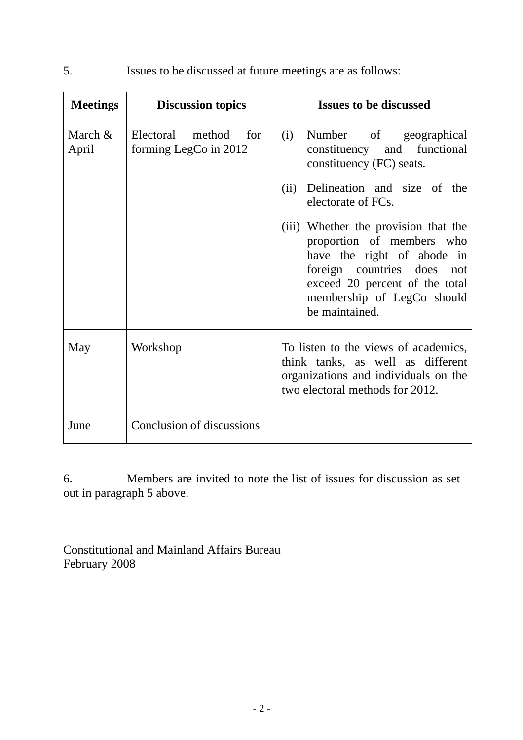5. Issues to be discussed at future meetings are as follows:

| Meetings | Discussion topics | Issues to be discussed |
|---|---|---|
| March & April | Electoral method for forming LegCo in 2012 | (i) Number of geographical constituency and functional constituency (FC) seats.<br><br>(ii) Delineation and size of the electorate of FCs.<br><br>(iii) Whether the provision that the proportion of members who have the right of abode in foreign countries does not exceed 20 percent of the total membership of LegCo should be maintained. |
| May | Workshop | To listen to the views of academics, think tanks, as well as different organizations and individuals on the two electoral methods for 2012. |
| June | Conclusion of discussions | |

6. Members are invited to note the list of issues for discussion as set out in paragraph 5 above.

Constitutional and Mainland Affairs Bureau
February 2008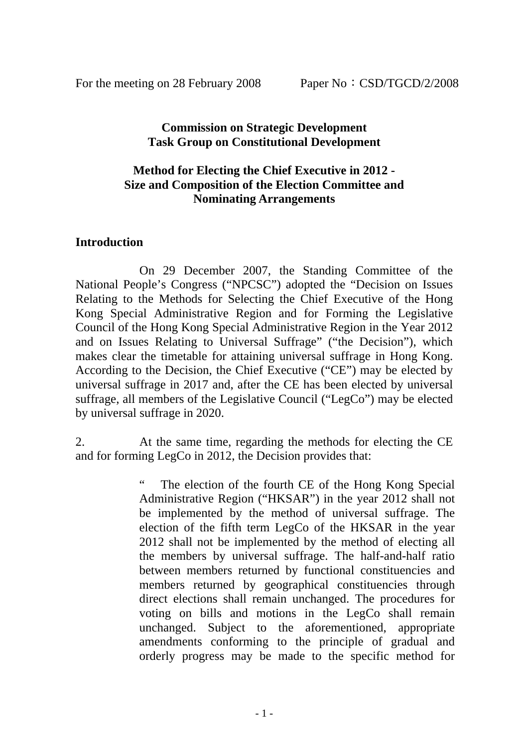For the meeting on 28 February 2008 Paper No：CSD/TGCD/2/2008

**Commission on Strategic Development**
**Task Group on Constitutional Development**

**Method for Electing the Chief Executive in 2012 -**
**Size and Composition of the Election Committee and Nominating Arrangements**

## Introduction

On 29 December 2007, the Standing Committee of the National People's Congress ("NPCSC") adopted the "Decision on Issues Relating to the Methods for Selecting the Chief Executive of the Hong Kong Special Administrative Region and for Forming the Legislative Council of the Hong Kong Special Administrative Region in the Year 2012 and on Issues Relating to Universal Suffrage" ("the Decision"), which makes clear the timetable for attaining universal suffrage in Hong Kong. According to the Decision, the Chief Executive ("CE") may be elected by universal suffrage in 2017 and, after the CE has been elected by universal suffrage, all members of the Legislative Council ("LegCo") may be elected by universal suffrage in 2020.

2. At the same time, regarding the methods for electing the CE and for forming LegCo in 2012, the Decision provides that:

> " The election of the fourth CE of the Hong Kong Special Administrative Region ("HKSAR") in the year 2012 shall not be implemented by the method of universal suffrage. The election of the fifth term LegCo of the HKSAR in the year 2012 shall not be implemented by the method of electing all the members by universal suffrage. The half-and-half ratio between members returned by functional constituencies and members returned by geographical constituencies through direct elections shall remain unchanged. The procedures for voting on bills and motions in the LegCo shall remain unchanged. Subject to the aforementioned, appropriate amendments conforming to the principle of gradual and orderly progress may be made to the specific method for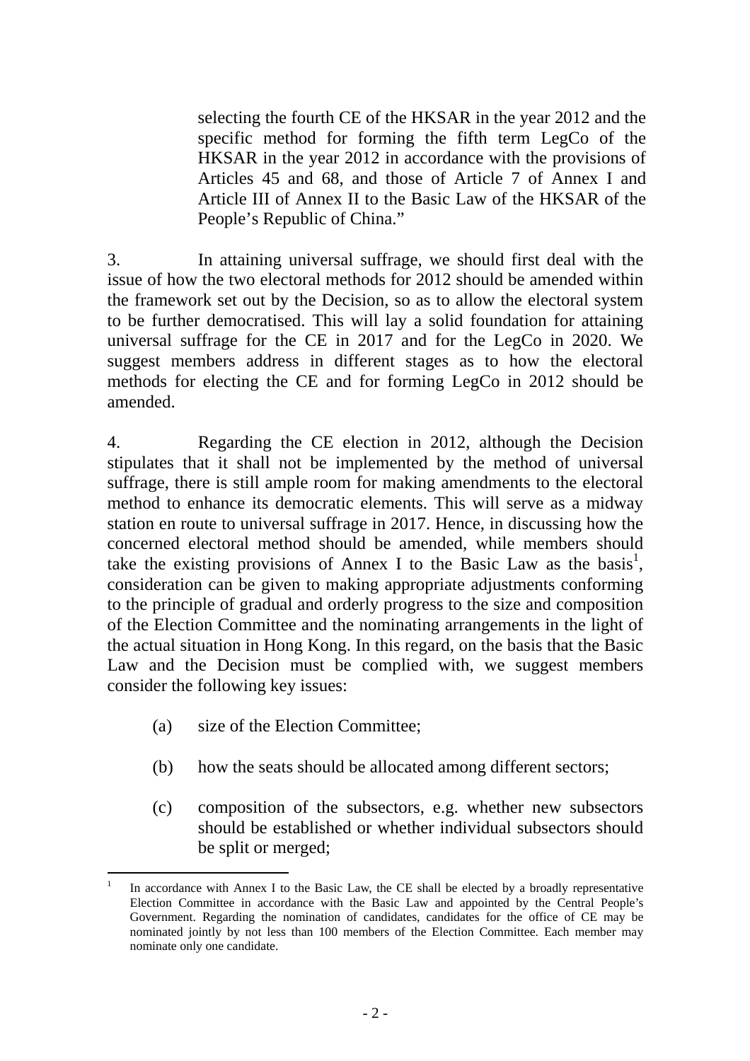selecting the fourth CE of the HKSAR in the year 2012 and the specific method for forming the fifth term LegCo of the HKSAR in the year 2012 in accordance with the provisions of Articles 45 and 68, and those of Article 7 of Annex I and Article III of Annex II to the Basic Law of the HKSAR of the People's Republic of China."

3. In attaining universal suffrage, we should first deal with the issue of how the two electoral methods for 2012 should be amended within the framework set out by the Decision, so as to allow the electoral system to be further democratised. This will lay a solid foundation for attaining universal suffrage for the CE in 2017 and for the LegCo in 2020. We suggest members address in different stages as to how the electoral methods for electing the CE and for forming LegCo in 2012 should be amended.

4. Regarding the CE election in 2012, although the Decision stipulates that it shall not be implemented by the method of universal suffrage, there is still ample room for making amendments to the electoral method to enhance its democratic elements. This will serve as a midway station en route to universal suffrage in 2017. Hence, in discussing how the concerned electoral method should be amended, while members should take the existing provisions of Annex I to the Basic Law as the basis[1], consideration can be given to making appropriate adjustments conforming to the principle of gradual and orderly progress to the size and composition of the Election Committee and the nominating arrangements in the light of the actual situation in Hong Kong. In this regard, on the basis that the Basic Law and the Decision must be complied with, we suggest members consider the following key issues:

(a) size of the Election Committee;

(b) how the seats should be allocated among different sectors;

(c) composition of the subsectors, e.g. whether new subsectors should be established or whether individual subsectors should be split or merged;

[1] In accordance with Annex I to the Basic Law, the CE shall be elected by a broadly representative Election Committee in accordance with the Basic Law and appointed by the Central People's Government. Regarding the nomination of candidates, candidates for the office of CE may be nominated jointly by not less than 100 members of the Election Committee. Each member may nominate only one candidate.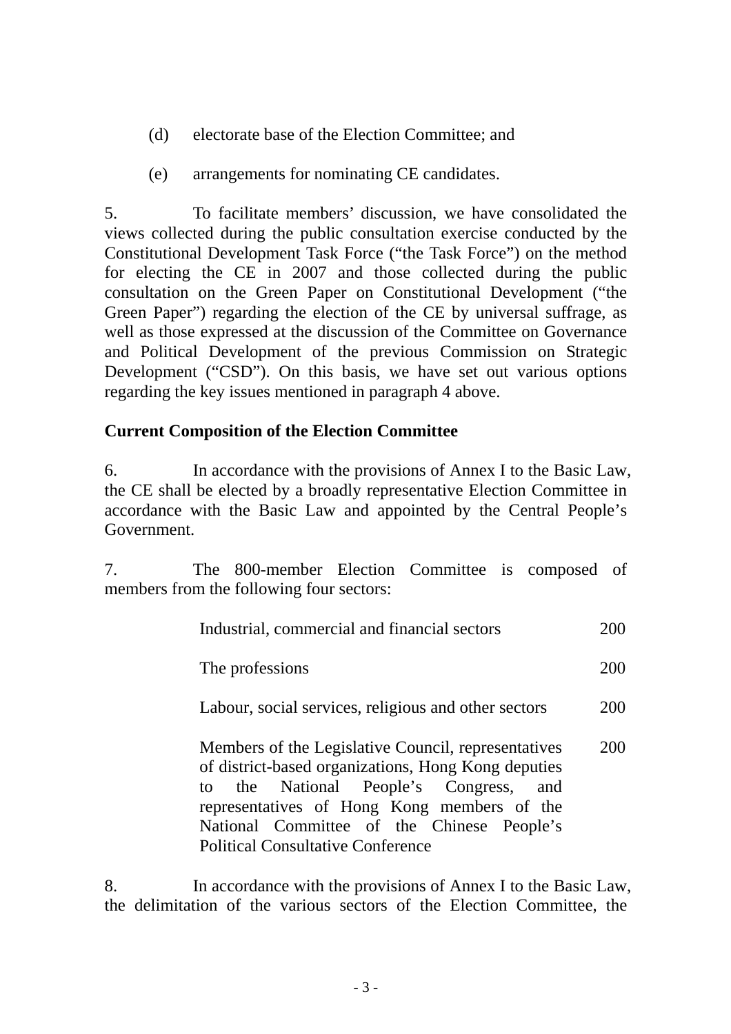(d) electorate base of the Election Committee; and

(e) arrangements for nominating CE candidates.

5. To facilitate members' discussion, we have consolidated the views collected during the public consultation exercise conducted by the Constitutional Development Task Force ("the Task Force") on the method for electing the CE in 2007 and those collected during the public consultation on the Green Paper on Constitutional Development ("the Green Paper") regarding the election of the CE by universal suffrage, as well as those expressed at the discussion of the Committee on Governance and Political Development of the previous Commission on Strategic Development ("CSD"). On this basis, we have set out various options regarding the key issues mentioned in paragraph 4 above.

**Current Composition of the Election Committee**

6. In accordance with the provisions of Annex I to the Basic Law, the CE shall be elected by a broadly representative Election Committee in accordance with the Basic Law and appointed by the Central People's Government.

7. The 800-member Election Committee is composed of members from the following four sectors:

| | |
|---|---|
| Industrial, commercial and financial sectors | 200 |
| The professions | 200 |
| Labour, social services, religious and other sectors | 200 |
| Members of the Legislative Council, representatives of district-based organizations, Hong Kong deputies to the National People's Congress, and representatives of Hong Kong members of the National Committee of the Chinese People's Political Consultative Conference | 200 |

8. In accordance with the provisions of Annex I to the Basic Law, the delimitation of the various sectors of the Election Committee, the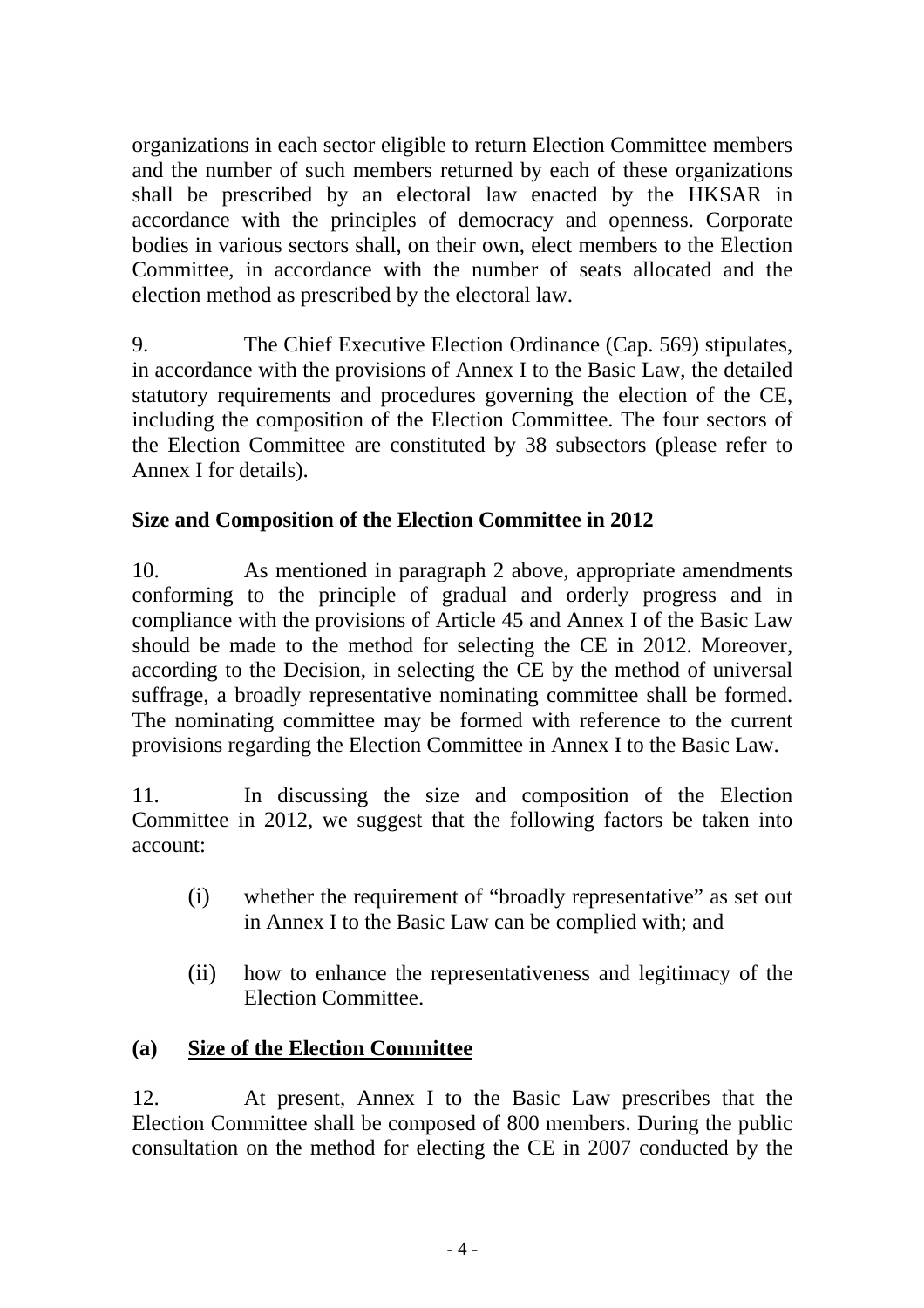organizations in each sector eligible to return Election Committee members and the number of such members returned by each of these organizations shall be prescribed by an electoral law enacted by the HKSAR in accordance with the principles of democracy and openness. Corporate bodies in various sectors shall, on their own, elect members to the Election Committee, in accordance with the number of seats allocated and the election method as prescribed by the electoral law.

9. The Chief Executive Election Ordinance (Cap. 569) stipulates, in accordance with the provisions of Annex I to the Basic Law, the detailed statutory requirements and procedures governing the election of the CE, including the composition of the Election Committee. The four sectors of the Election Committee are constituted by 38 subsectors (please refer to Annex I for details).

**Size and Composition of the Election Committee in 2012**

10. As mentioned in paragraph 2 above, appropriate amendments conforming to the principle of gradual and orderly progress and in compliance with the provisions of Article 45 and Annex I of the Basic Law should be made to the method for selecting the CE in 2012. Moreover, according to the Decision, in selecting the CE by the method of universal suffrage, a broadly representative nominating committee shall be formed. The nominating committee may be formed with reference to the current provisions regarding the Election Committee in Annex I to the Basic Law.

11. In discussing the size and composition of the Election Committee in 2012, we suggest that the following factors be taken into account:

(i) whether the requirement of "broadly representative" as set out in Annex I to the Basic Law can be complied with; and

(ii) how to enhance the representativeness and legitimacy of the Election Committee.

**(a) <u>Size of the Election Committee</u>**

12. At present, Annex I to the Basic Law prescribes that the Election Committee shall be composed of 800 members. During the public consultation on the method for electing the CE in 2007 conducted by the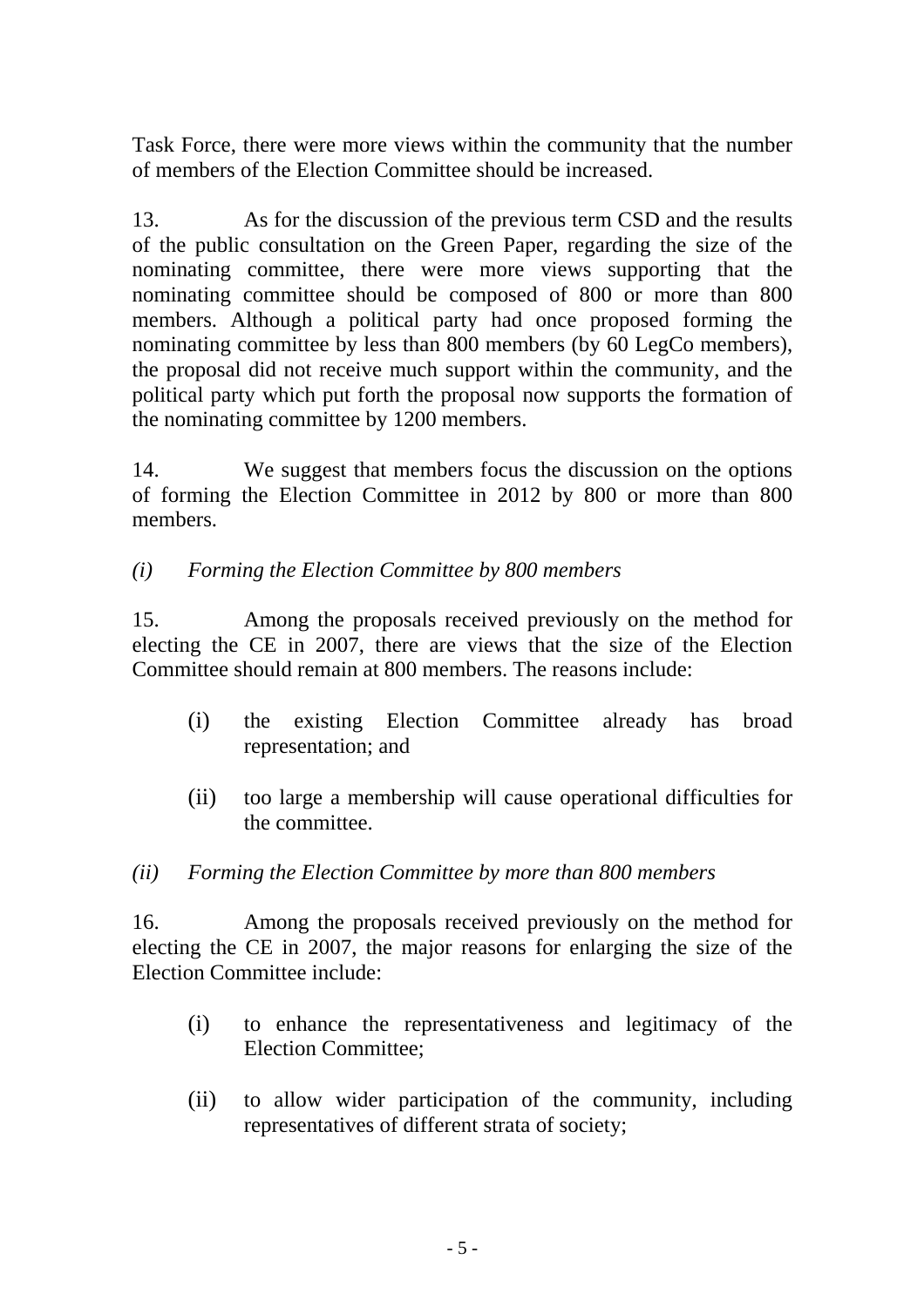Task Force, there were more views within the community that the number of members of the Election Committee should be increased.

13. As for the discussion of the previous term CSD and the results of the public consultation on the Green Paper, regarding the size of the nominating committee, there were more views supporting that the nominating committee should be composed of 800 or more than 800 members. Although a political party had once proposed forming the nominating committee by less than 800 members (by 60 LegCo members), the proposal did not receive much support within the community, and the political party which put forth the proposal now supports the formation of the nominating committee by 1200 members.

14. We suggest that members focus the discussion on the options of forming the Election Committee in 2012 by 800 or more than 800 members.

*(i) Forming the Election Committee by 800 members*

15. Among the proposals received previously on the method for electing the CE in 2007, there are views that the size of the Election Committee should remain at 800 members. The reasons include:

(i) the existing Election Committee already has broad representation; and

(ii) too large a membership will cause operational difficulties for the committee.

*(ii) Forming the Election Committee by more than 800 members*

16. Among the proposals received previously on the method for electing the CE in 2007, the major reasons for enlarging the size of the Election Committee include:

(i) to enhance the representativeness and legitimacy of the Election Committee;

(ii) to allow wider participation of the community, including representatives of different strata of society;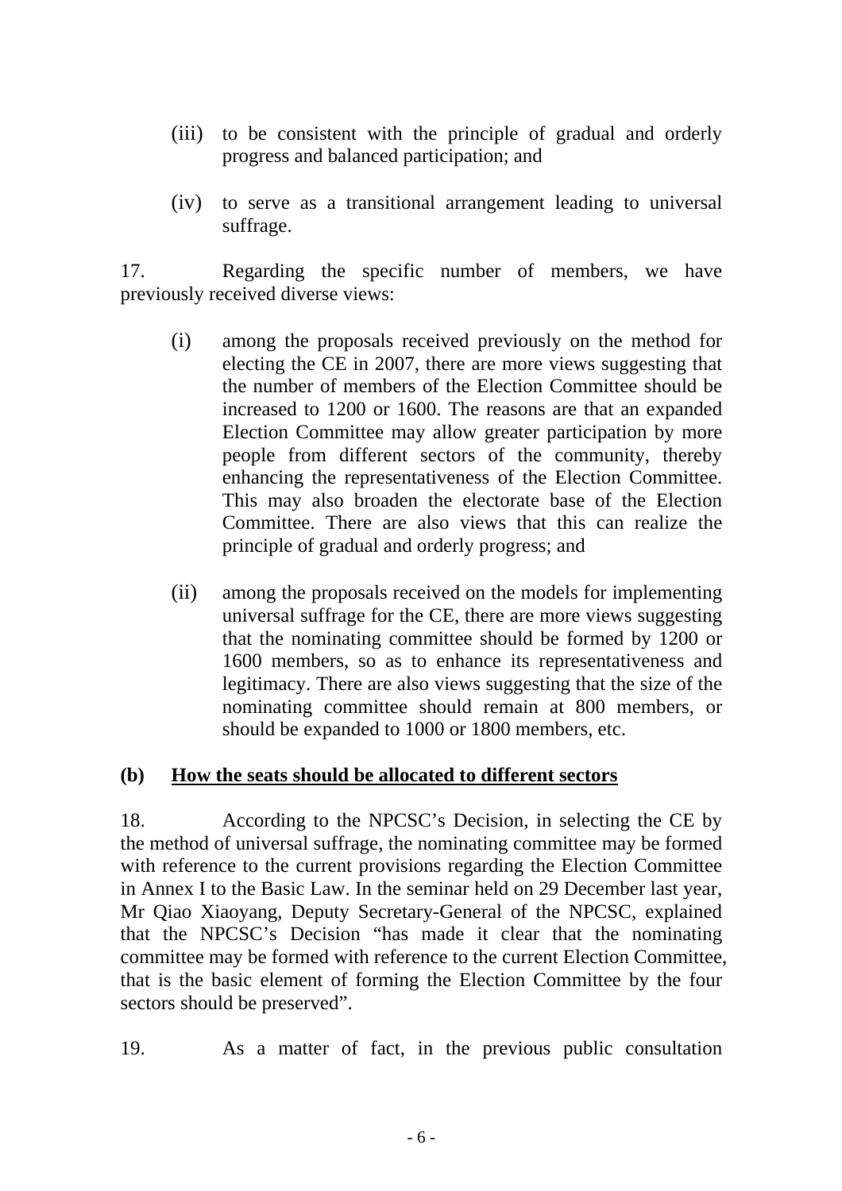(iii) to be consistent with the principle of gradual and orderly progress and balanced participation; and

(iv) to serve as a transitional arrangement leading to universal suffrage.

17. Regarding the specific number of members, we have previously received diverse views:

(i) among the proposals received previously on the method for electing the CE in 2007, there are more views suggesting that the number of members of the Election Committee should be increased to 1200 or 1600. The reasons are that an expanded Election Committee may allow greater participation by more people from different sectors of the community, thereby enhancing the representativeness of the Election Committee. This may also broaden the electorate base of the Election Committee. There are also views that this can realize the principle of gradual and orderly progress; and

(ii) among the proposals received on the models for implementing universal suffrage for the CE, there are more views suggesting that the nominating committee should be formed by 1200 or 1600 members, so as to enhance its representativeness and legitimacy. There are also views suggesting that the size of the nominating committee should remain at 800 members, or should be expanded to 1000 or 1800 members, etc.

**(b) <u>How the seats should be allocated to different sectors</u>**

18. According to the NPCSC's Decision, in selecting the CE by the method of universal suffrage, the nominating committee may be formed with reference to the current provisions regarding the Election Committee in Annex I to the Basic Law. In the seminar held on 29 December last year, Mr Qiao Xiaoyang, Deputy Secretary-General of the NPCSC, explained that the NPCSC's Decision "has made it clear that the nominating committee may be formed with reference to the current Election Committee, that is the basic element of forming the Election Committee by the four sectors should be preserved".

19. As a matter of fact, in the previous public consultation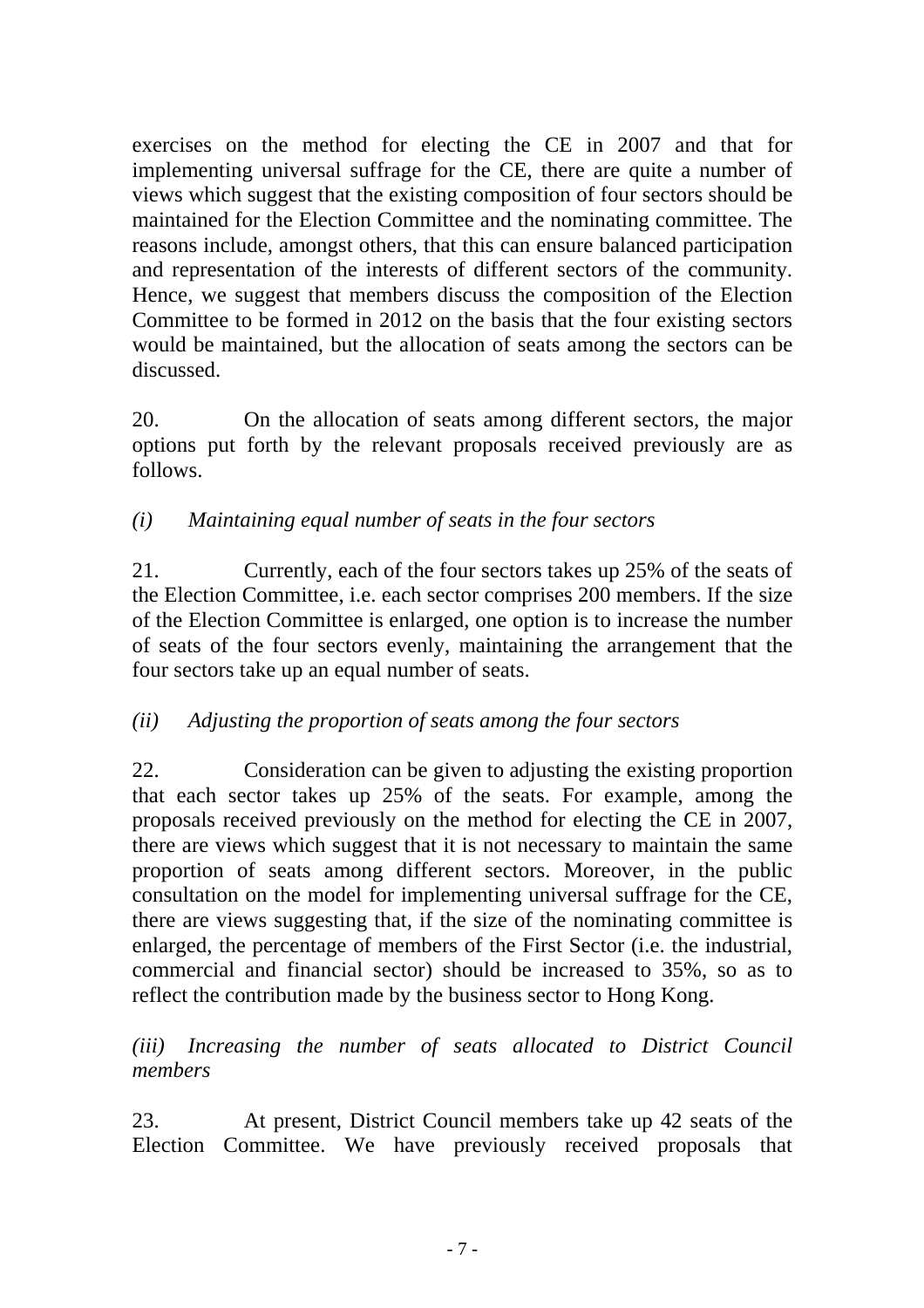exercises on the method for electing the CE in 2007 and that for implementing universal suffrage for the CE, there are quite a number of views which suggest that the existing composition of four sectors should be maintained for the Election Committee and the nominating committee. The reasons include, amongst others, that this can ensure balanced participation and representation of the interests of different sectors of the community. Hence, we suggest that members discuss the composition of the Election Committee to be formed in 2012 on the basis that the four existing sectors would be maintained, but the allocation of seats among the sectors can be discussed.

20. On the allocation of seats among different sectors, the major options put forth by the relevant proposals received previously are as follows.

*(i) Maintaining equal number of seats in the four sectors*

21. Currently, each of the four sectors takes up 25% of the seats of the Election Committee, i.e. each sector comprises 200 members. If the size of the Election Committee is enlarged, one option is to increase the number of seats of the four sectors evenly, maintaining the arrangement that the four sectors take up an equal number of seats.

*(ii) Adjusting the proportion of seats among the four sectors*

22. Consideration can be given to adjusting the existing proportion that each sector takes up 25% of the seats. For example, among the proposals received previously on the method for electing the CE in 2007, there are views which suggest that it is not necessary to maintain the same proportion of seats among different sectors. Moreover, in the public consultation on the model for implementing universal suffrage for the CE, there are views suggesting that, if the size of the nominating committee is enlarged, the percentage of members of the First Sector (i.e. the industrial, commercial and financial sector) should be increased to 35%, so as to reflect the contribution made by the business sector to Hong Kong.

*(iii) Increasing the number of seats allocated to District Council members*

23. At present, District Council members take up 42 seats of the Election Committee. We have previously received proposals that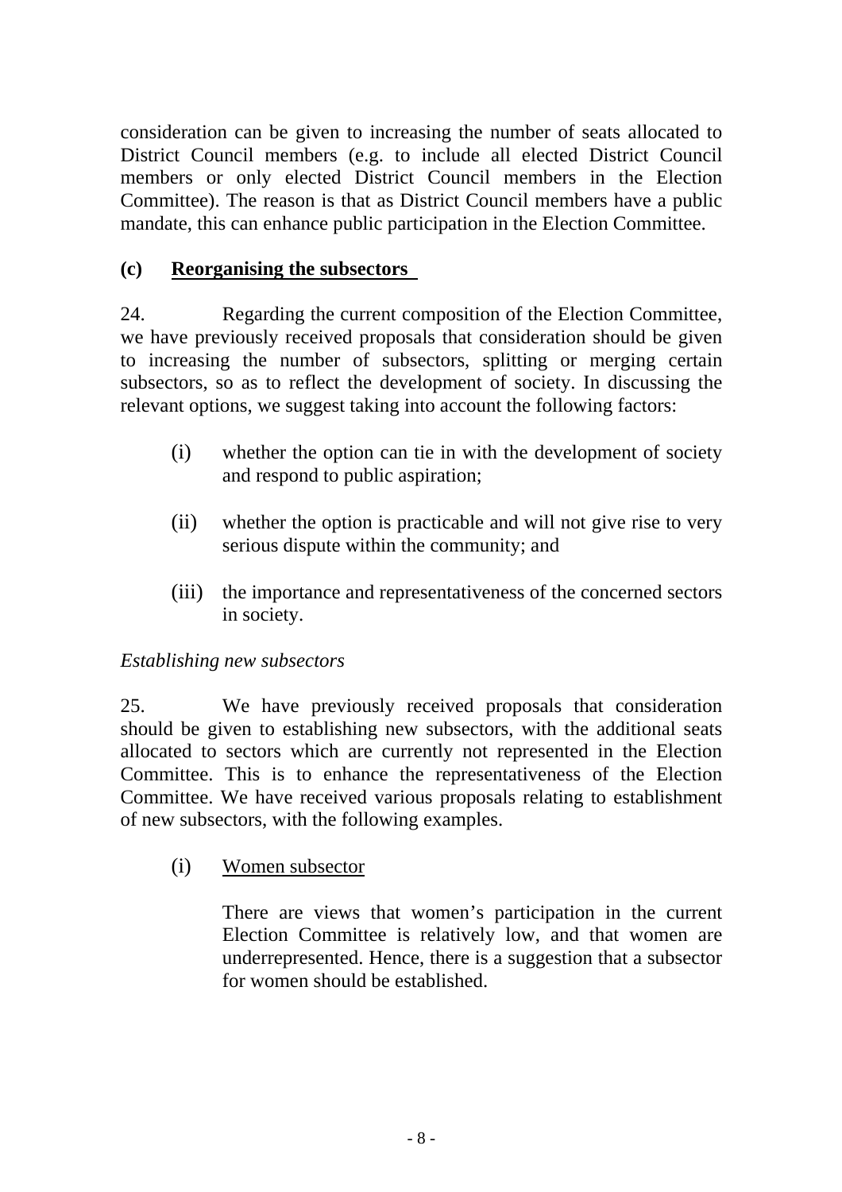consideration can be given to increasing the number of seats allocated to District Council members (e.g. to include all elected District Council members or only elected District Council members in the Election Committee). The reason is that as District Council members have a public mandate, this can enhance public participation in the Election Committee.

**(c) Reorganising the subsectors**

24. Regarding the current composition of the Election Committee, we have previously received proposals that consideration should be given to increasing the number of subsectors, splitting or merging certain subsectors, so as to reflect the development of society. In discussing the relevant options, we suggest taking into account the following factors:

(i) whether the option can tie in with the development of society and respond to public aspiration;

(ii) whether the option is practicable and will not give rise to very serious dispute within the community; and

(iii) the importance and representativeness of the concerned sectors in society.

*Establishing new subsectors*

25. We have previously received proposals that consideration should be given to establishing new subsectors, with the additional seats allocated to sectors which are currently not represented in the Election Committee. This is to enhance the representativeness of the Election Committee. We have received various proposals relating to establishment of new subsectors, with the following examples.

(i) Women subsector

There are views that women's participation in the current Election Committee is relatively low, and that women are underrepresented. Hence, there is a suggestion that a subsector for women should be established.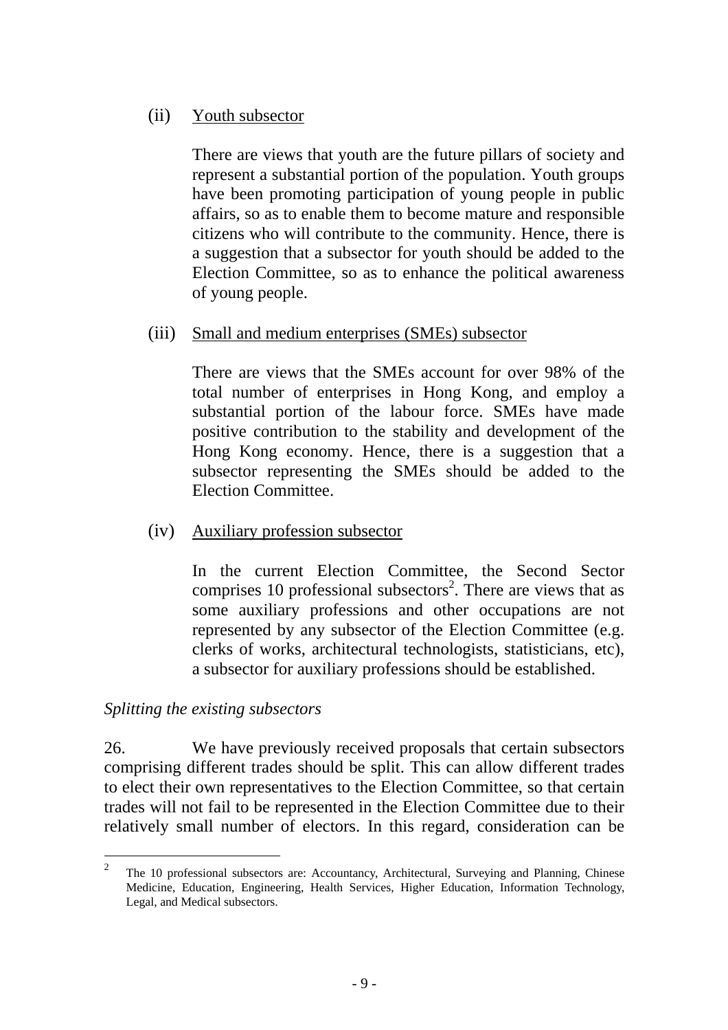(ii) Youth subsector

There are views that youth are the future pillars of society and represent a substantial portion of the population. Youth groups have been promoting participation of young people in public affairs, so as to enable them to become mature and responsible citizens who will contribute to the community. Hence, there is a suggestion that a subsector for youth should be added to the Election Committee, so as to enhance the political awareness of young people.

(iii) Small and medium enterprises (SMEs) subsector

There are views that the SMEs account for over 98% of the total number of enterprises in Hong Kong, and employ a substantial portion of the labour force. SMEs have made positive contribution to the stability and development of the Hong Kong economy. Hence, there is a suggestion that a subsector representing the SMEs should be added to the Election Committee.

(iv) Auxiliary profession subsector

In the current Election Committee, the Second Sector comprises 10 professional subsectors[2]. There are views that as some auxiliary professions and other occupations are not represented by any subsector of the Election Committee (e.g. clerks of works, architectural technologists, statisticians, etc), a subsector for auxiliary professions should be established.

*Splitting the existing subsectors*

26. We have previously received proposals that certain subsectors comprising different trades should be split. This can allow different trades to elect their own representatives to the Election Committee, so that certain trades will not fail to be represented in the Election Committee due to their relatively small number of electors. In this regard, consideration can be

---

[2] The 10 professional subsectors are: Accountancy, Architectural, Surveying and Planning, Chinese Medicine, Education, Engineering, Health Services, Higher Education, Information Technology, Legal, and Medical subsectors.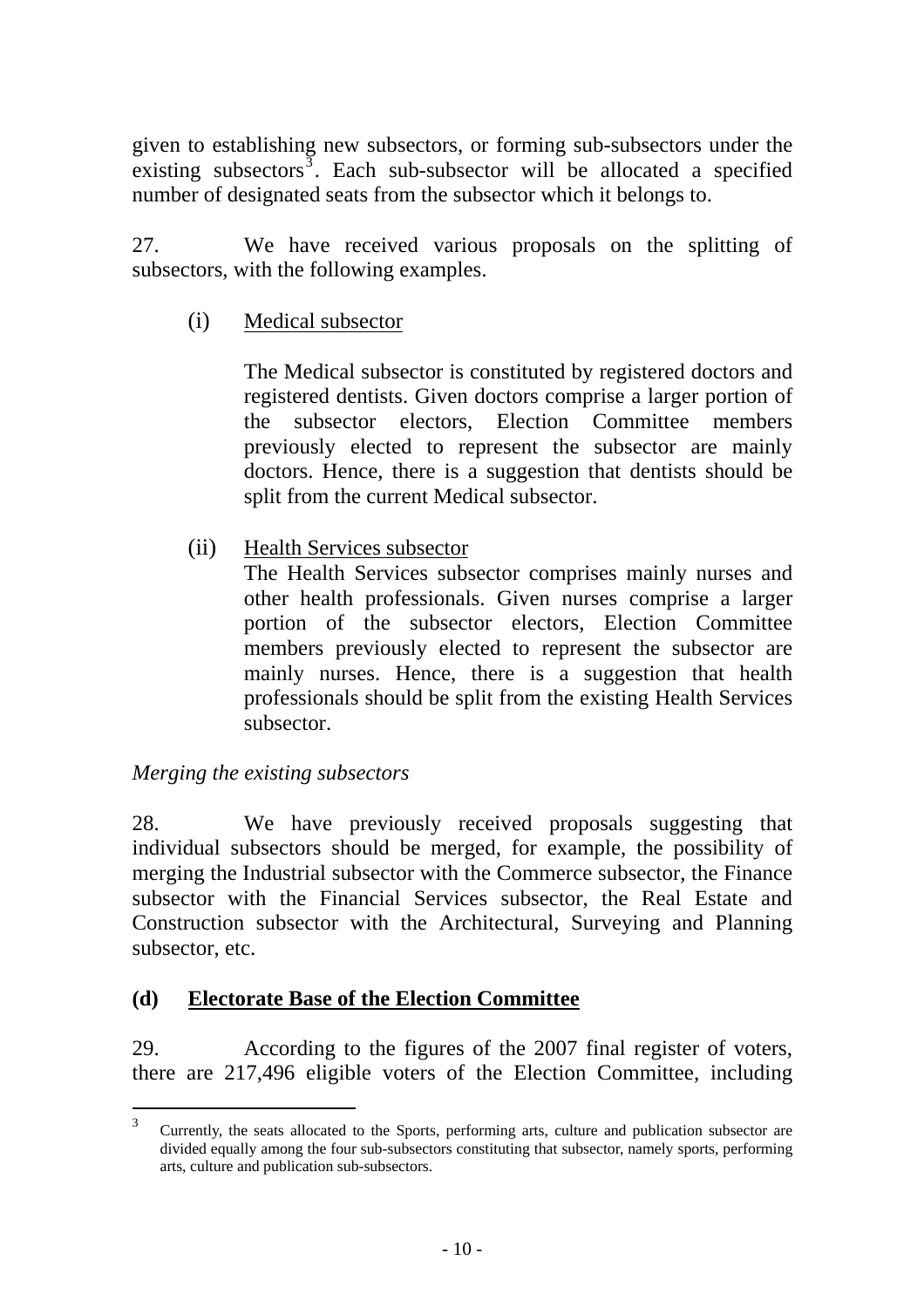given to establishing new subsectors, or forming sub-subsectors under the existing subsectors[3]. Each sub-subsector will be allocated a specified number of designated seats from the subsector which it belongs to.

27. We have received various proposals on the splitting of subsectors, with the following examples.

(i) Medical subsector

The Medical subsector is constituted by registered doctors and registered dentists. Given doctors comprise a larger portion of the subsector electors, Election Committee members previously elected to represent the subsector are mainly doctors. Hence, there is a suggestion that dentists should be split from the current Medical subsector.

(ii) Health Services subsector

The Health Services subsector comprises mainly nurses and other health professionals. Given nurses comprise a larger portion of the subsector electors, Election Committee members previously elected to represent the subsector are mainly nurses. Hence, there is a suggestion that health professionals should be split from the existing Health Services subsector.

*Merging the existing subsectors*

28. We have previously received proposals suggesting that individual subsectors should be merged, for example, the possibility of merging the Industrial subsector with the Commerce subsector, the Finance subsector with the Financial Services subsector, the Real Estate and Construction subsector with the Architectural, Surveying and Planning subsector, etc.

## (d) Electorate Base of the Election Committee

29. According to the figures of the 2007 final register of voters, there are 217,496 eligible voters of the Election Committee, including

[3] Currently, the seats allocated to the Sports, performing arts, culture and publication subsector are divided equally among the four sub-subsectors constituting that subsector, namely sports, performing arts, culture and publication sub-subsectors.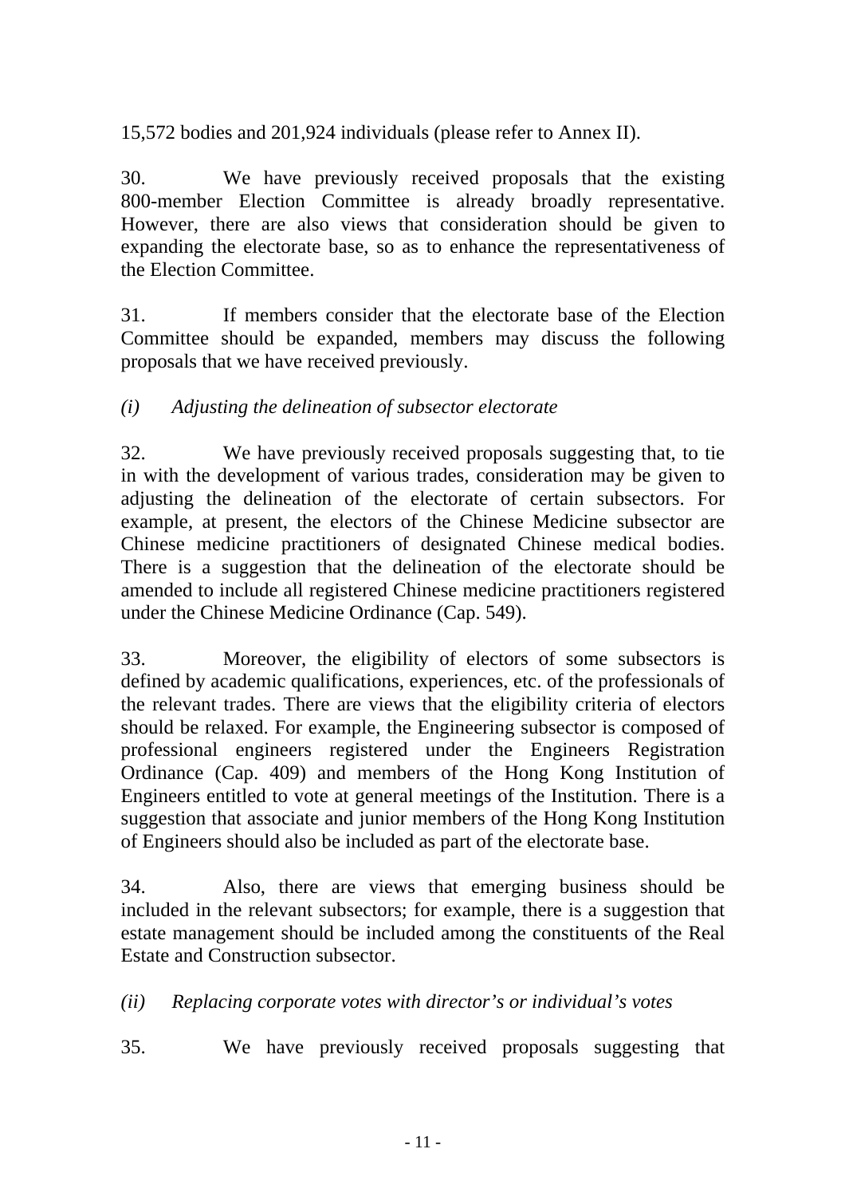15,572 bodies and 201,924 individuals (please refer to Annex II).

30. We have previously received proposals that the existing 800-member Election Committee is already broadly representative. However, there are also views that consideration should be given to expanding the electorate base, so as to enhance the representativeness of the Election Committee.

31. If members consider that the electorate base of the Election Committee should be expanded, members may discuss the following proposals that we have received previously.

*(i) Adjusting the delineation of subsector electorate*

32. We have previously received proposals suggesting that, to tie in with the development of various trades, consideration may be given to adjusting the delineation of the electorate of certain subsectors. For example, at present, the electors of the Chinese Medicine subsector are Chinese medicine practitioners of designated Chinese medical bodies. There is a suggestion that the delineation of the electorate should be amended to include all registered Chinese medicine practitioners registered under the Chinese Medicine Ordinance (Cap. 549).

33. Moreover, the eligibility of electors of some subsectors is defined by academic qualifications, experiences, etc. of the professionals of the relevant trades. There are views that the eligibility criteria of electors should be relaxed. For example, the Engineering subsector is composed of professional engineers registered under the Engineers Registration Ordinance (Cap. 409) and members of the Hong Kong Institution of Engineers entitled to vote at general meetings of the Institution. There is a suggestion that associate and junior members of the Hong Kong Institution of Engineers should also be included as part of the electorate base.

34. Also, there are views that emerging business should be included in the relevant subsectors; for example, there is a suggestion that estate management should be included among the constituents of the Real Estate and Construction subsector.

*(ii) Replacing corporate votes with director's or individual's votes*

35. We have previously received proposals suggesting that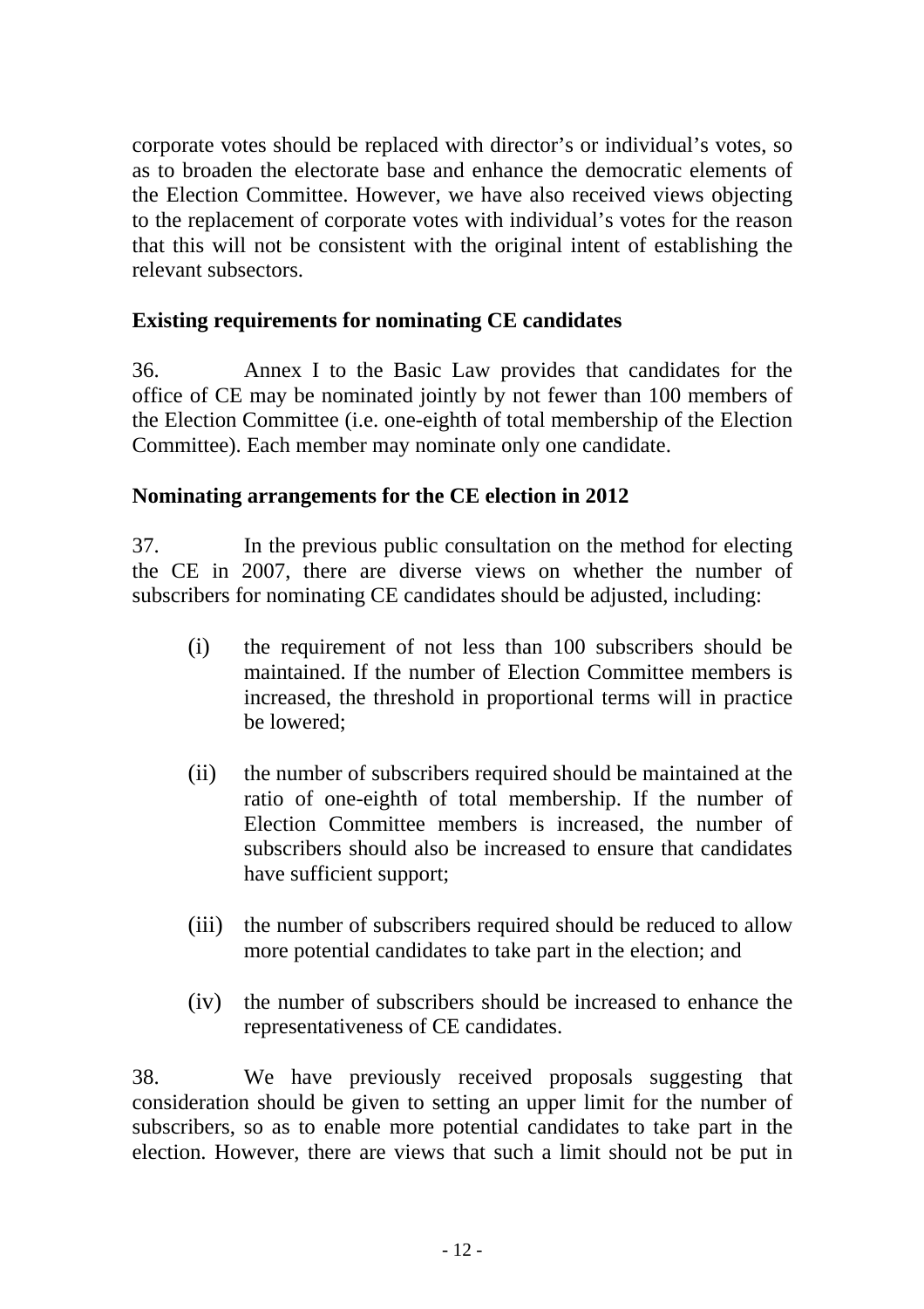corporate votes should be replaced with director's or individual's votes, so as to broaden the electorate base and enhance the democratic elements of the Election Committee. However, we have also received views objecting to the replacement of corporate votes with individual's votes for the reason that this will not be consistent with the original intent of establishing the relevant subsectors.

**Existing requirements for nominating CE candidates**

36. Annex I to the Basic Law provides that candidates for the office of CE may be nominated jointly by not fewer than 100 members of the Election Committee (i.e. one-eighth of total membership of the Election Committee). Each member may nominate only one candidate.

**Nominating arrangements for the CE election in 2012**

37. In the previous public consultation on the method for electing the CE in 2007, there are diverse views on whether the number of subscribers for nominating CE candidates should be adjusted, including:

(i) the requirement of not less than 100 subscribers should be maintained. If the number of Election Committee members is increased, the threshold in proportional terms will in practice be lowered;

(ii) the number of subscribers required should be maintained at the ratio of one-eighth of total membership. If the number of Election Committee members is increased, the number of subscribers should also be increased to ensure that candidates have sufficient support;

(iii) the number of subscribers required should be reduced to allow more potential candidates to take part in the election; and

(iv) the number of subscribers should be increased to enhance the representativeness of CE candidates.

38. We have previously received proposals suggesting that consideration should be given to setting an upper limit for the number of subscribers, so as to enable more potential candidates to take part in the election. However, there are views that such a limit should not be put in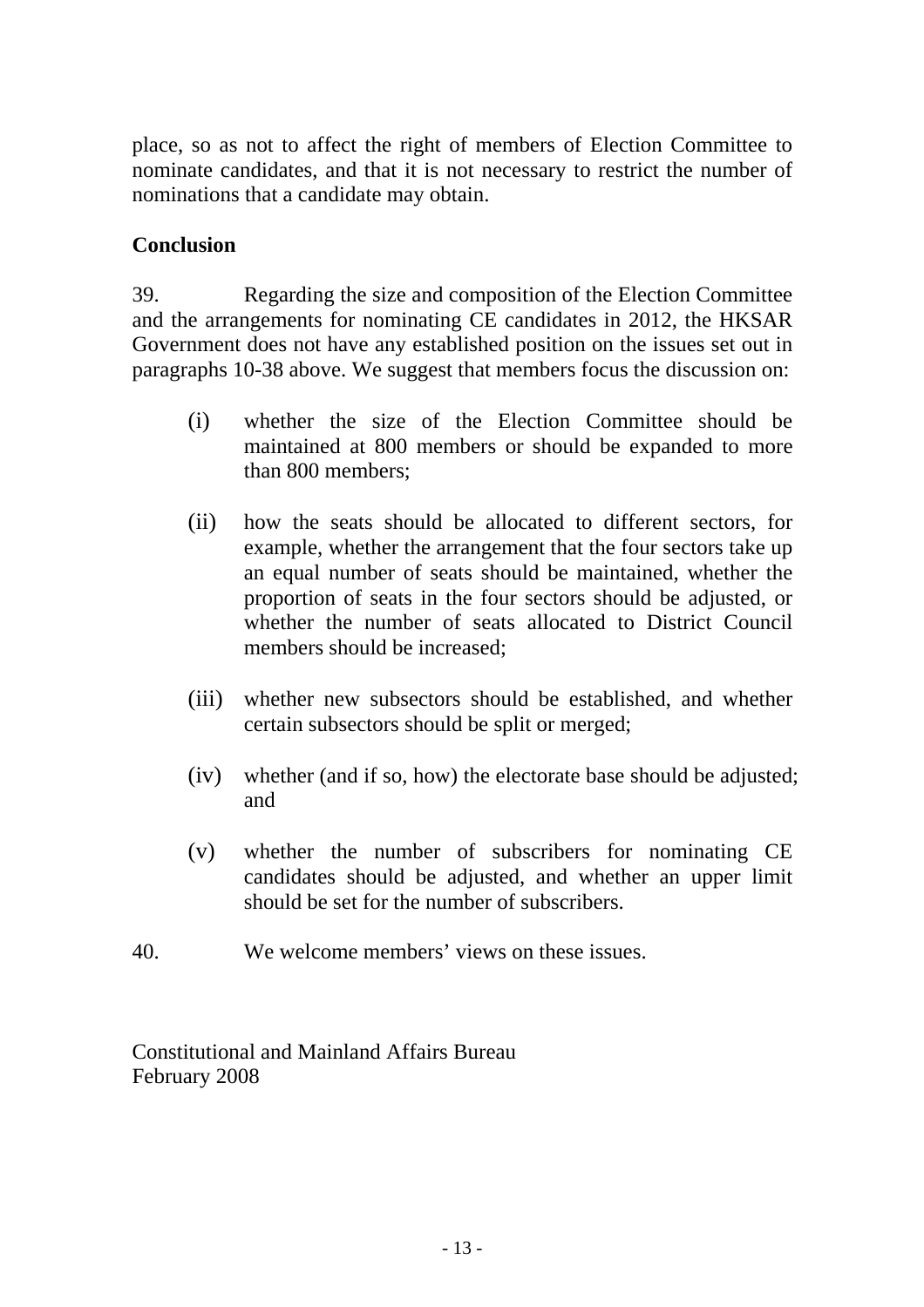place, so as not to affect the right of members of Election Committee to nominate candidates, and that it is not necessary to restrict the number of nominations that a candidate may obtain.

**Conclusion**

39. Regarding the size and composition of the Election Committee and the arrangements for nominating CE candidates in 2012, the HKSAR Government does not have any established position on the issues set out in paragraphs 10-38 above. We suggest that members focus the discussion on:

(i) whether the size of the Election Committee should be maintained at 800 members or should be expanded to more than 800 members;

(ii) how the seats should be allocated to different sectors, for example, whether the arrangement that the four sectors take up an equal number of seats should be maintained, whether the proportion of seats in the four sectors should be adjusted, or whether the number of seats allocated to District Council members should be increased;

(iii) whether new subsectors should be established, and whether certain subsectors should be split or merged;

(iv) whether (and if so, how) the electorate base should be adjusted; and

(v) whether the number of subscribers for nominating CE candidates should be adjusted, and whether an upper limit should be set for the number of subscribers.

40. We welcome members' views on these issues.

Constitutional and Mainland Affairs Bureau
February 2008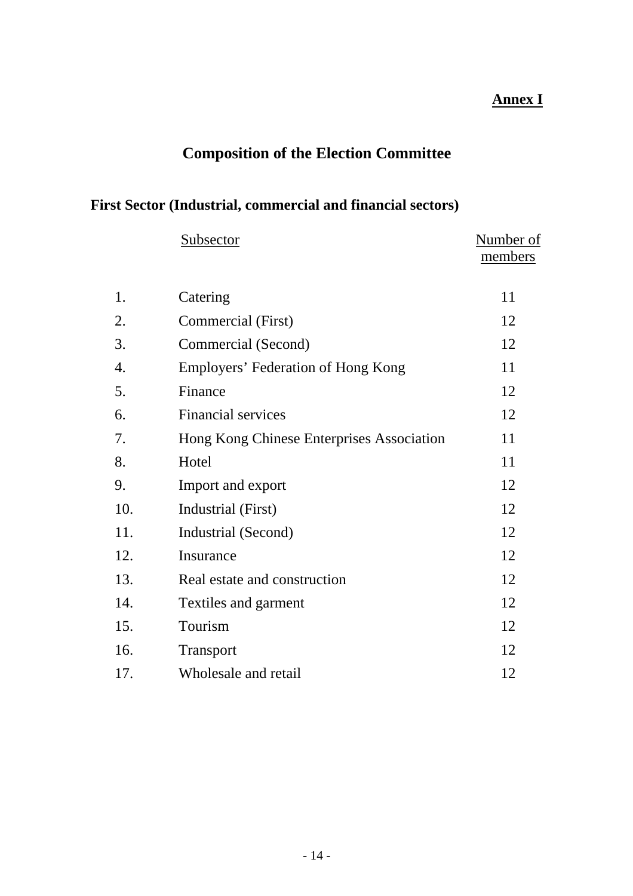**Annex I**

# Composition of the Election Committee

## First Sector (Industrial, commercial and financial sectors)

| | Subsector | Number of members |
|---|---|---|
| 1. | Catering | 11 |
| 2. | Commercial (First) | 12 |
| 3. | Commercial (Second) | 12 |
| 4. | Employers' Federation of Hong Kong | 11 |
| 5. | Finance | 12 |
| 6. | Financial services | 12 |
| 7. | Hong Kong Chinese Enterprises Association | 11 |
| 8. | Hotel | 11 |
| 9. | Import and export | 12 |
| 10. | Industrial (First) | 12 |
| 11. | Industrial (Second) | 12 |
| 12. | Insurance | 12 |
| 13. | Real estate and construction | 12 |
| 14. | Textiles and garment | 12 |
| 15. | Tourism | 12 |
| 16. | Transport | 12 |
| 17. | Wholesale and retail | 12 |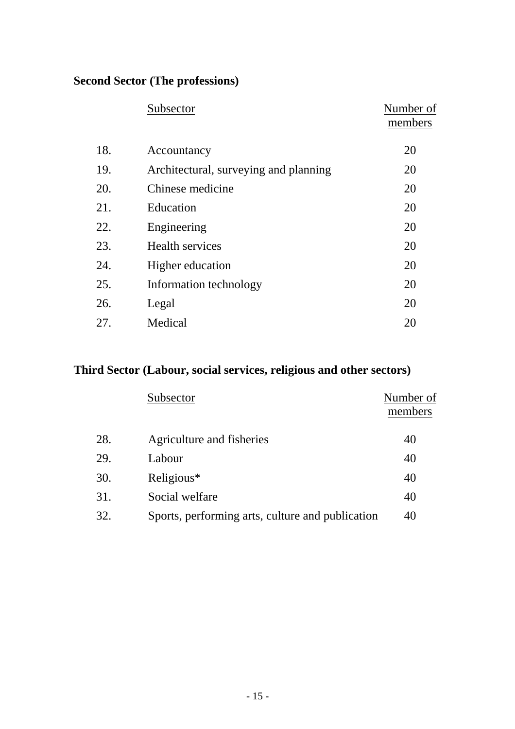**Second Sector (The professions)**

| | Subsector | Number of members |
|---|---|---|
| 18. | Accountancy | 20 |
| 19. | Architectural, surveying and planning | 20 |
| 20. | Chinese medicine | 20 |
| 21. | Education | 20 |
| 22. | Engineering | 20 |
| 23. | Health services | 20 |
| 24. | Higher education | 20 |
| 25. | Information technology | 20 |
| 26. | Legal | 20 |
| 27. | Medical | 20 |

**Third Sector (Labour, social services, religious and other sectors)**

| | Subsector | Number of members |
|---|---|---|
| 28. | Agriculture and fisheries | 40 |
| 29. | Labour | 40 |
| 30. | Religious* | 40 |
| 31. | Social welfare | 40 |
| 32. | Sports, performing arts, culture and publication | 40 |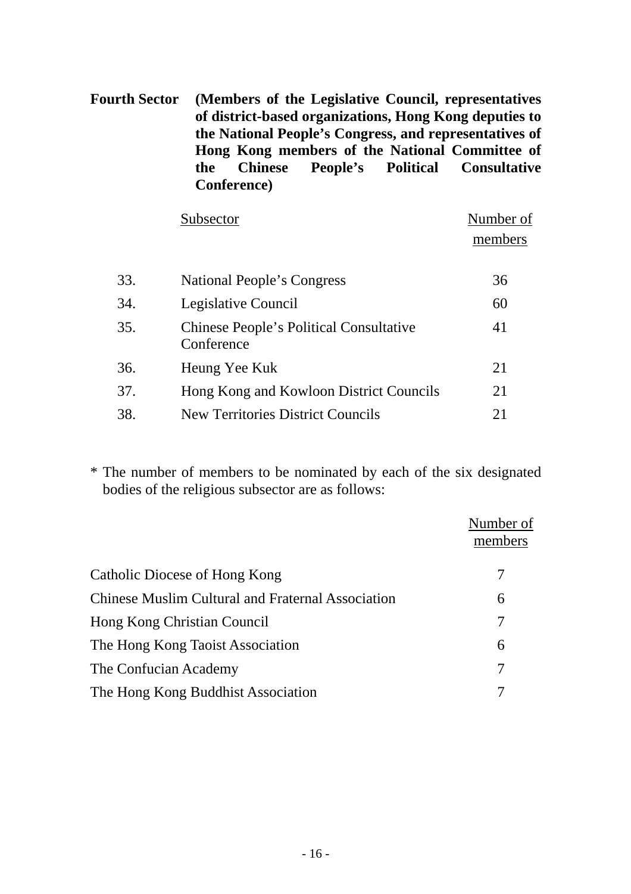**Fourth Sector (Members of the Legislative Council, representatives of district-based organizations, Hong Kong deputies to the National People's Congress, and representatives of Hong Kong members of the National Committee of the Chinese People's Political Consultative Conference)**

| | Subsector | Number of members |
|---|---|---|
| 33. | National People's Congress | 36 |
| 34. | Legislative Council | 60 |
| 35. | Chinese People's Political Consultative Conference | 41 |
| 36. | Heung Yee Kuk | 21 |
| 37. | Hong Kong and Kowloon District Councils | 21 |
| 38. | New Territories District Councils | 21 |

* The number of members to be nominated by each of the six designated bodies of the religious subsector are as follows:

| | Number of members |
|---|---|
| Catholic Diocese of Hong Kong | 7 |
| Chinese Muslim Cultural and Fraternal Association | 6 |
| Hong Kong Christian Council | 7 |
| The Hong Kong Taoist Association | 6 |
| The Confucian Academy | 7 |
| The Hong Kong Buddhist Association | 7 |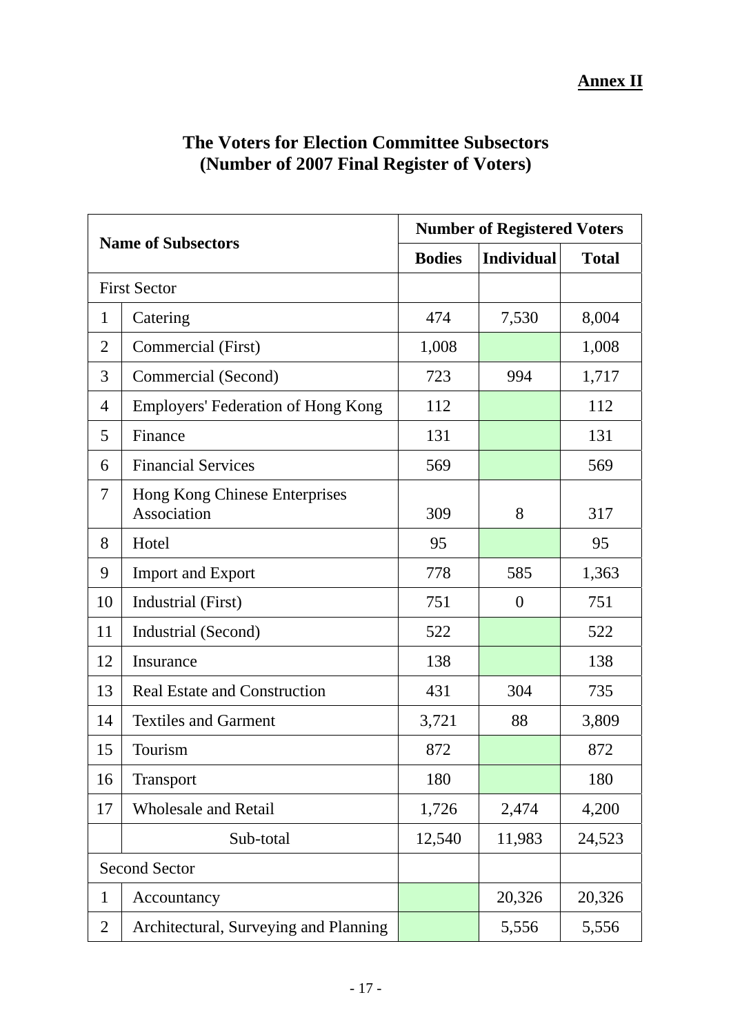**Annex II**

## The Voters for Election Committee Subsectors (Number of 2007 Final Register of Voters)

| Name of Subsectors | | Number of Registered Voters | | |
|---|---|---|---|---|
| | | Bodies | Individual | Total |
| First Sector | | | | |
| 1 | Catering | 474 | 7,530 | 8,004 |
| 2 | Commercial (First) | 1,008 | | 1,008 |
| 3 | Commercial (Second) | 723 | 994 | 1,717 |
| 4 | Employers' Federation of Hong Kong | 112 | | 112 |
| 5 | Finance | 131 | | 131 |
| 6 | Financial Services | 569 | | 569 |
| 7 | Hong Kong Chinese Enterprises Association | 309 | 8 | 317 |
| 8 | Hotel | 95 | | 95 |
| 9 | Import and Export | 778 | 585 | 1,363 |
| 10 | Industrial (First) | 751 | 0 | 751 |
| 11 | Industrial (Second) | 522 | | 522 |
| 12 | Insurance | 138 | | 138 |
| 13 | Real Estate and Construction | 431 | 304 | 735 |
| 14 | Textiles and Garment | 3,721 | 88 | 3,809 |
| 15 | Tourism | 872 | | 872 |
| 16 | Transport | 180 | | 180 |
| 17 | Wholesale and Retail | 1,726 | 2,474 | 4,200 |
| | Sub-total | 12,540 | 11,983 | 24,523 |
| Second Sector | | | | |
| 1 | Accountancy | | 20,326 | 20,326 |
| 2 | Architectural, Surveying and Planning | | 5,556 | 5,556 |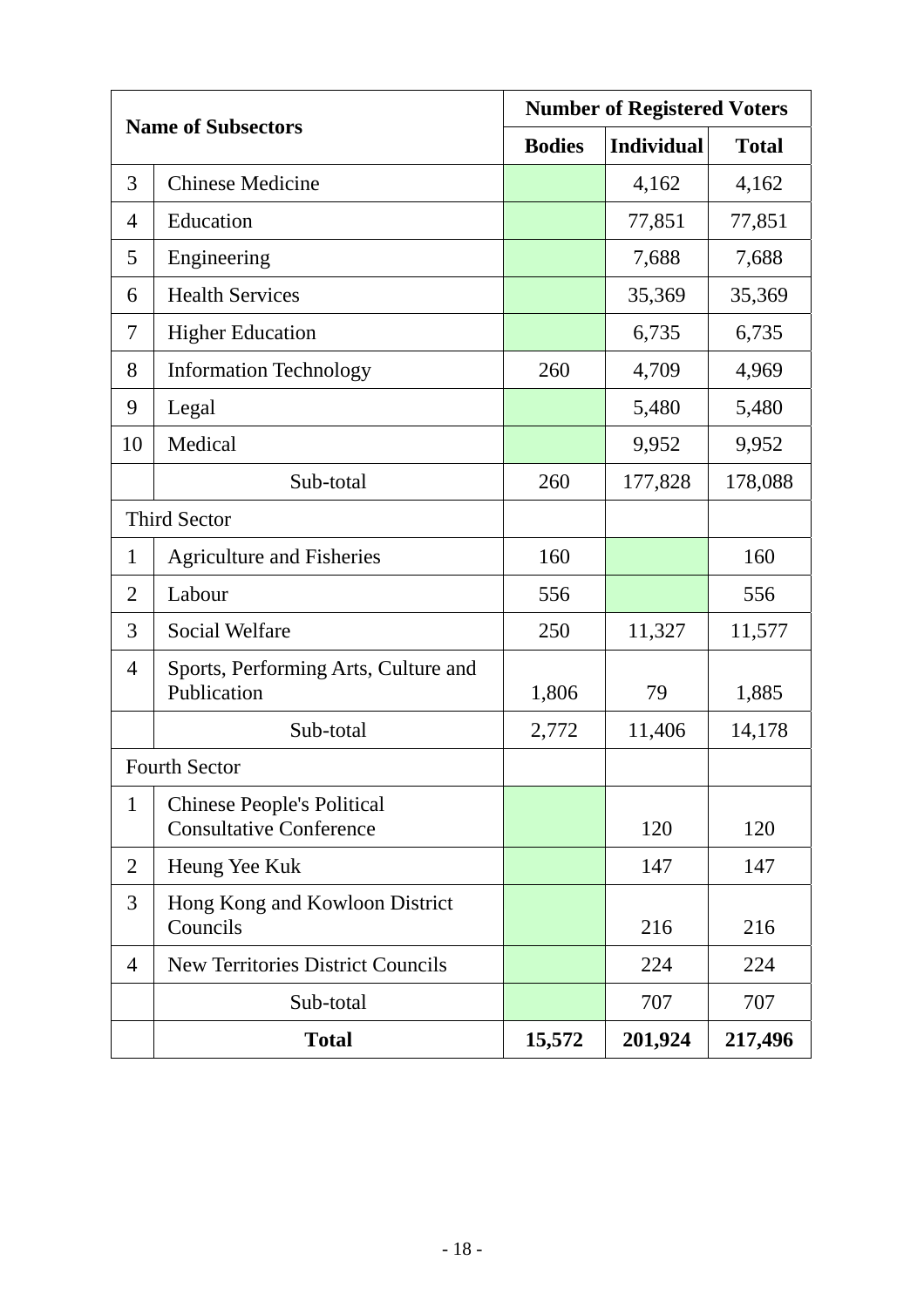| Name of Subsectors | | Number of Registered Voters | | |
|---|---|---|---|---|
| | | Bodies | Individual | Total |
| 3 | Chinese Medicine | | 4,162 | 4,162 |
| 4 | Education | | 77,851 | 77,851 |
| 5 | Engineering | | 7,688 | 7,688 |
| 6 | Health Services | | 35,369 | 35,369 |
| 7 | Higher Education | | 6,735 | 6,735 |
| 8 | Information Technology | 260 | 4,709 | 4,969 |
| 9 | Legal | | 5,480 | 5,480 |
| 10 | Medical | | 9,952 | 9,952 |
| | Sub-total | 260 | 177,828 | 178,088 |
| Third Sector | | | | |
| 1 | Agriculture and Fisheries | 160 | | 160 |
| 2 | Labour | 556 | | 556 |
| 3 | Social Welfare | 250 | 11,327 | 11,577 |
| 4 | Sports, Performing Arts, Culture and Publication | 1,806 | 79 | 1,885 |
| | Sub-total | 2,772 | 11,406 | 14,178 |
| Fourth Sector | | | | |
| 1 | Chinese People's Political Consultative Conference | | 120 | 120 |
| 2 | Heung Yee Kuk | | 147 | 147 |
| 3 | Hong Kong and Kowloon District Councils | | 216 | 216 |
| 4 | New Territories District Councils | | 224 | 224 |
| | Sub-total | | 707 | 707 |
| | **Total** | **15,572** | **201,924** | **217,496** |